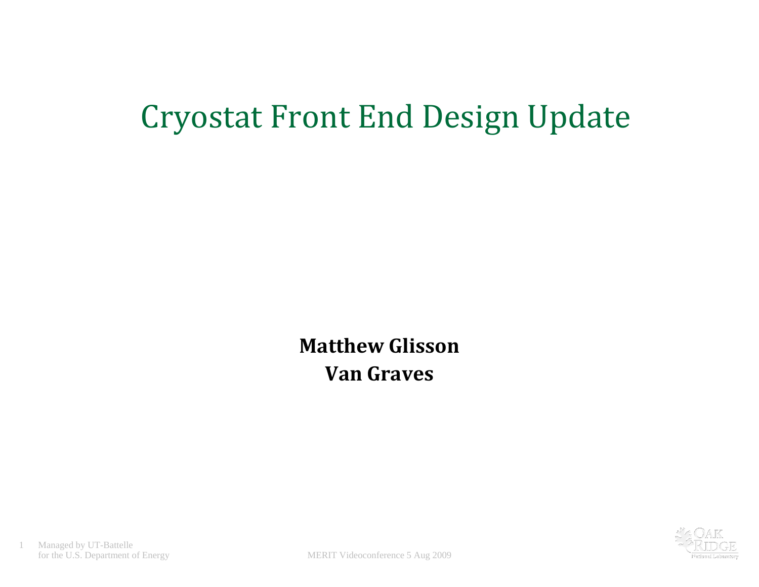# Cryostat Front End Design Update

**Matthew Glisson**

**Van Graves**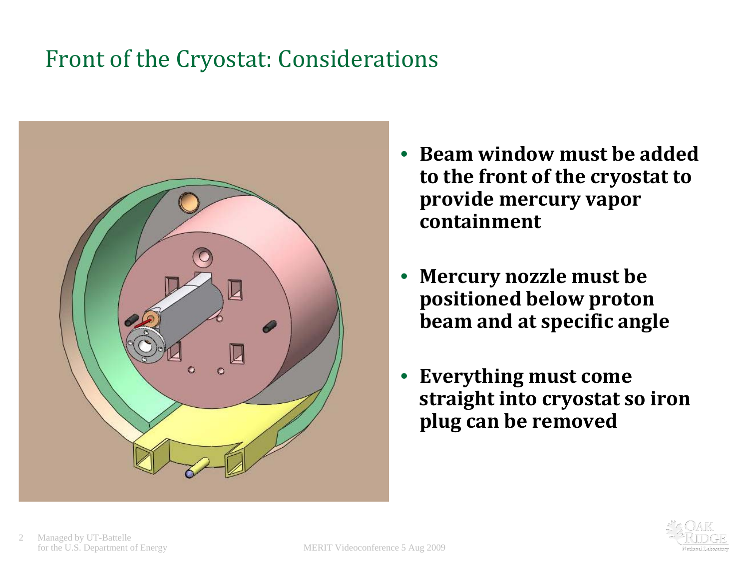# Front of the Cryostat: Considerations

- **Beam window must be added to the front of the cryostat to provide mercury vapor containment**
- **Mercury nozzle must be positioned below proton beam and at specific angle**
- **Everything must come straight into cryostat so iron plug can be removed**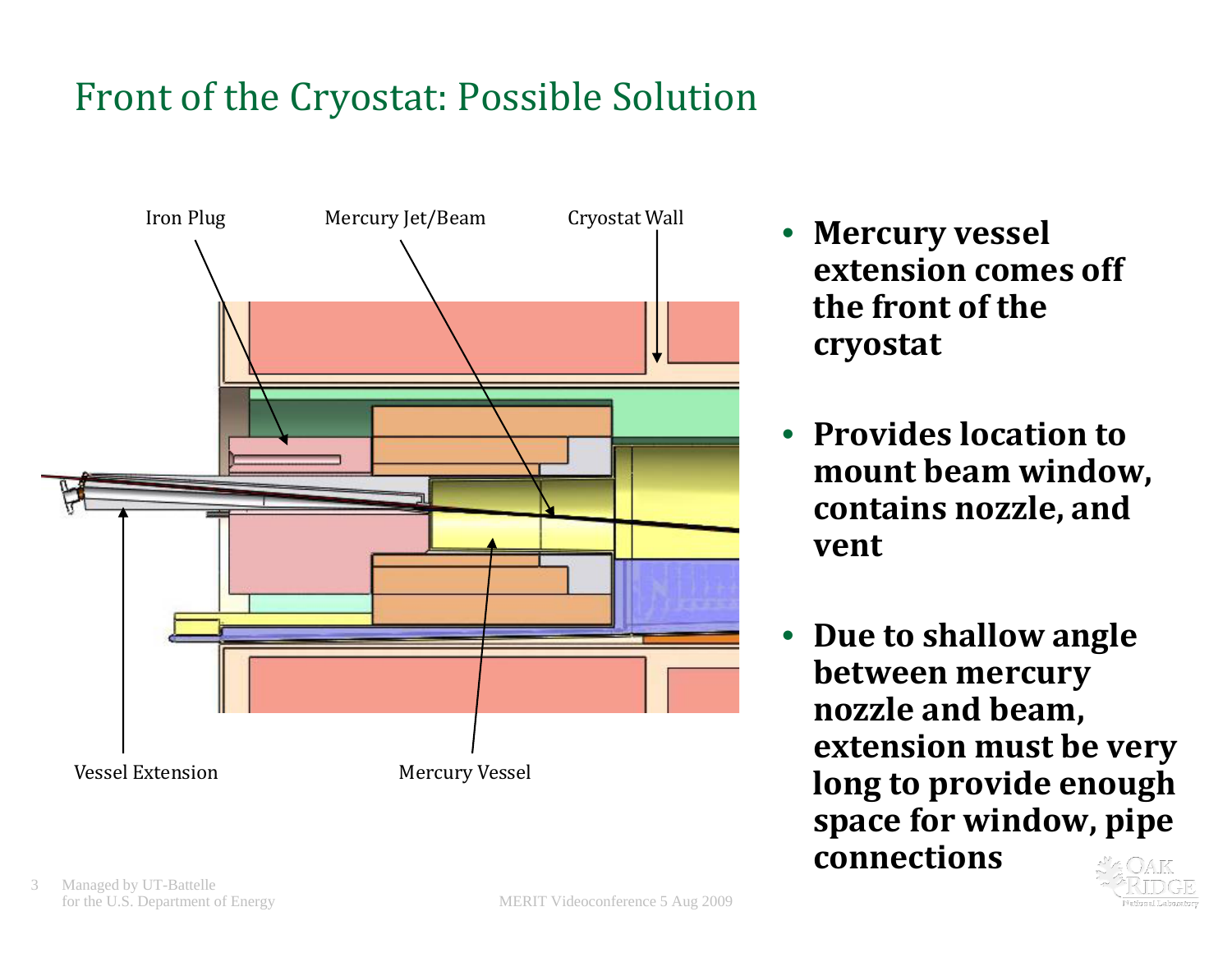# Front of the Cryostat: Possible Solution

Iron Plug

Mercury Jet/Beam

Cryostat Wall

Vessel Extension

Mercury Vessel

- **Mercury vessel extension comes off the front of the cryostat**
- **Provides location to mount beam window, contains nozzle, and vent**
- **Due to shallow angle between mercury nozzle and beam, extension must be very long to provide enough space for window, pipe connections**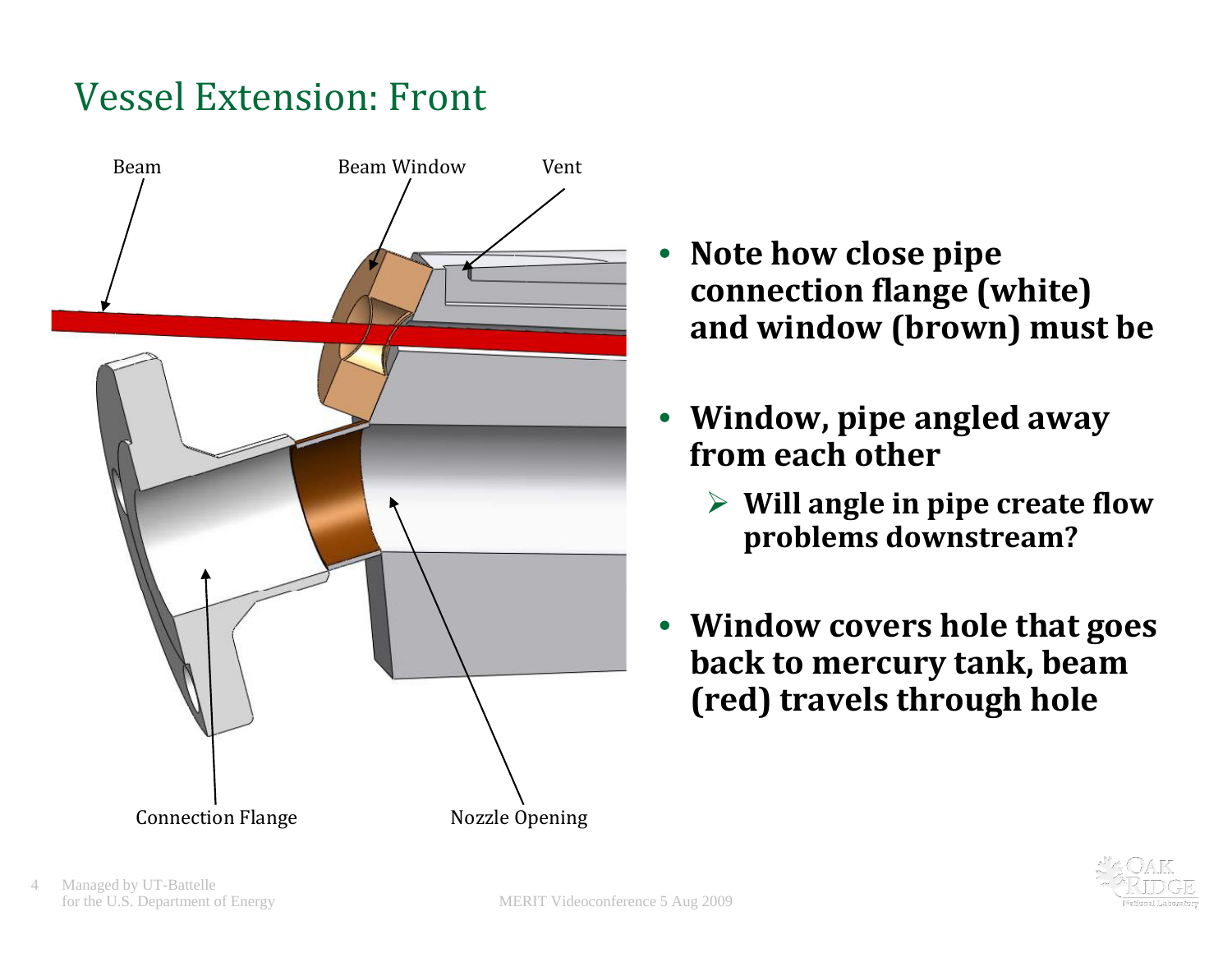# Vessel Extension: Front

Beam

Beam Window

Vent

Connection Flange

Nozzle Opening

- **Note how close pipe connection flange (white) and window (brown) must be**
- **Window, pipe angled away from each other**
  - **Will angle in pipe create flow problems downstream?**
- **Window covers hole that goes back to mercury tank, beam (red) travels through hole**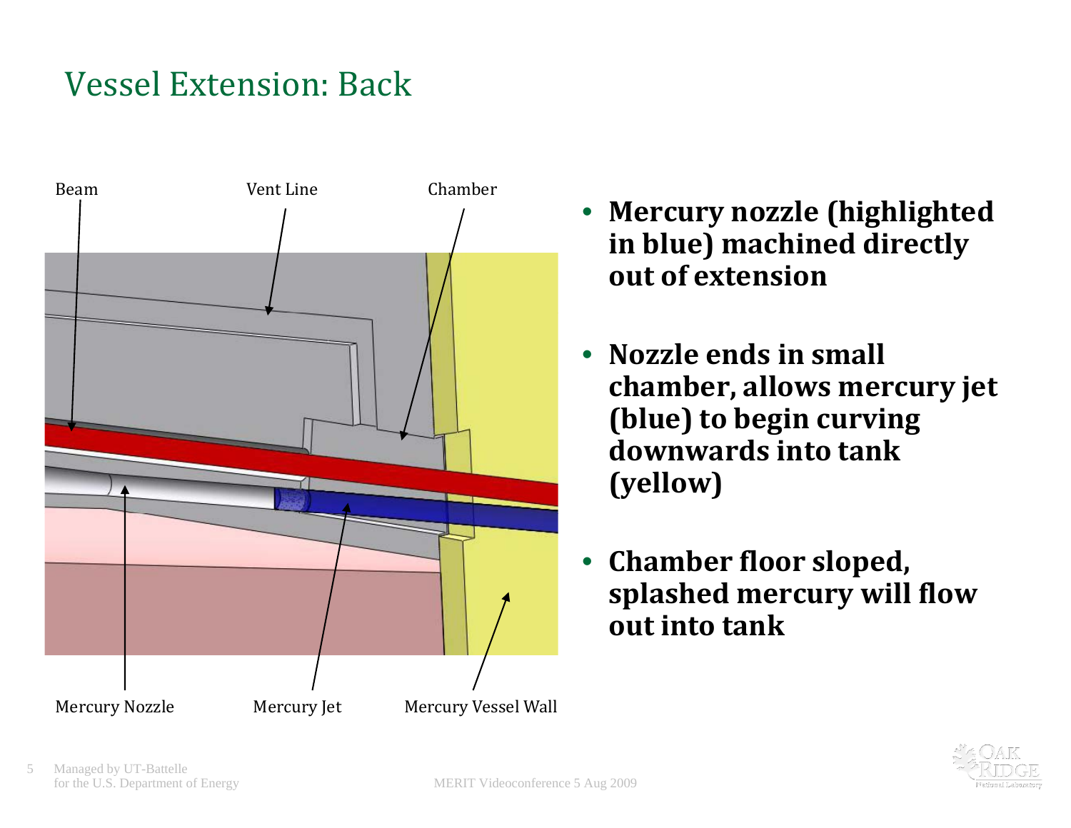# Vessel Extension: Back

Beam

Vent Line

Chamber

Mercury Nozzle

Mercury Jet

Mercury Vessel Wall

- **Mercury nozzle (highlighted in blue) machined directly out of extension**
- **Nozzle ends in small chamber, allows mercury jet (blue) to begin curving downwards into tank (yellow)**
- **Chamber floor sloped, splashed mercury will flow out into tank**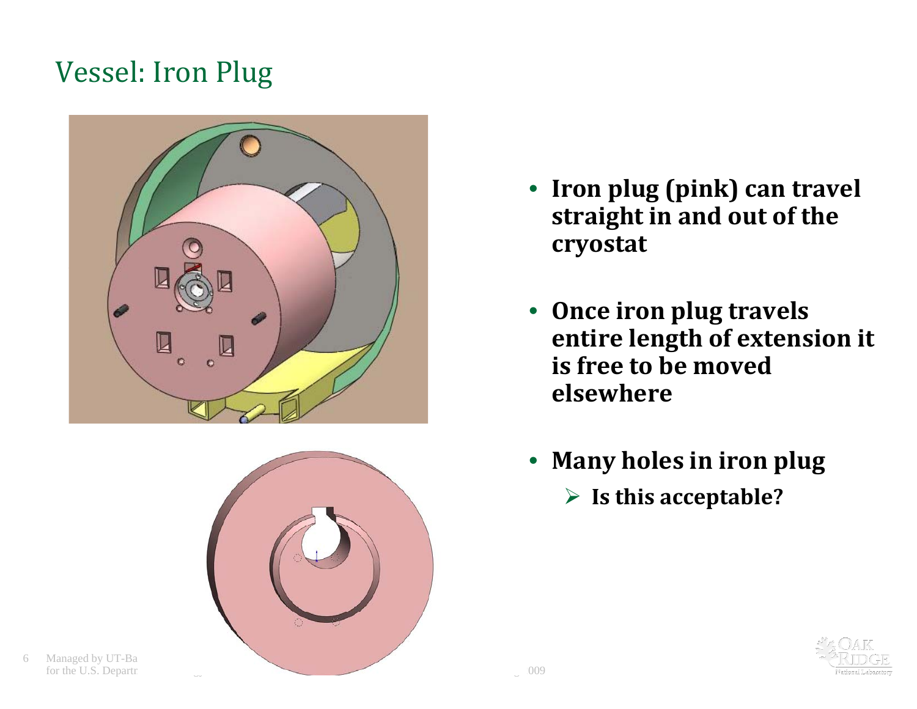# Vessel: Iron Plug

- **Iron plug (pink) can travel straight in and out of the cryostat**
- **Once iron plug travels entire length of extension it is free to be moved elsewhere**
- **Many holes in iron plug**
  - **Is this acceptable?**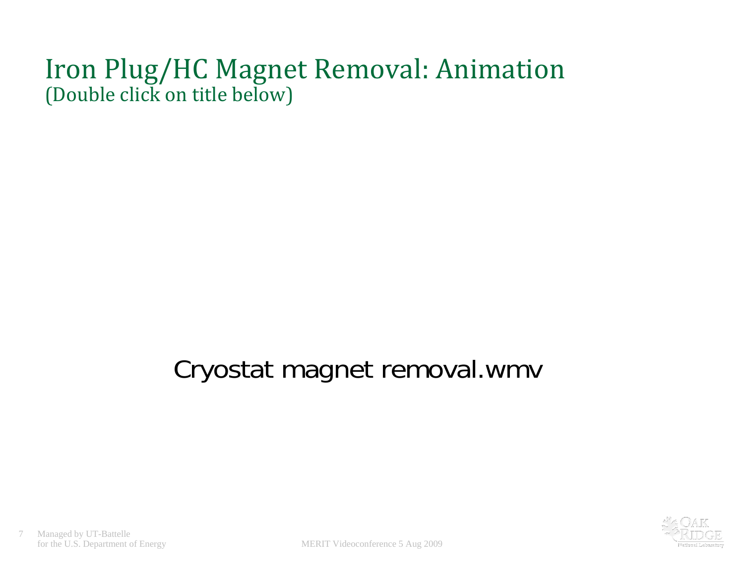# Iron Plug/HC Magnet Removal: Animation
(Double click on title below)

Cryostat magnet removal.wmv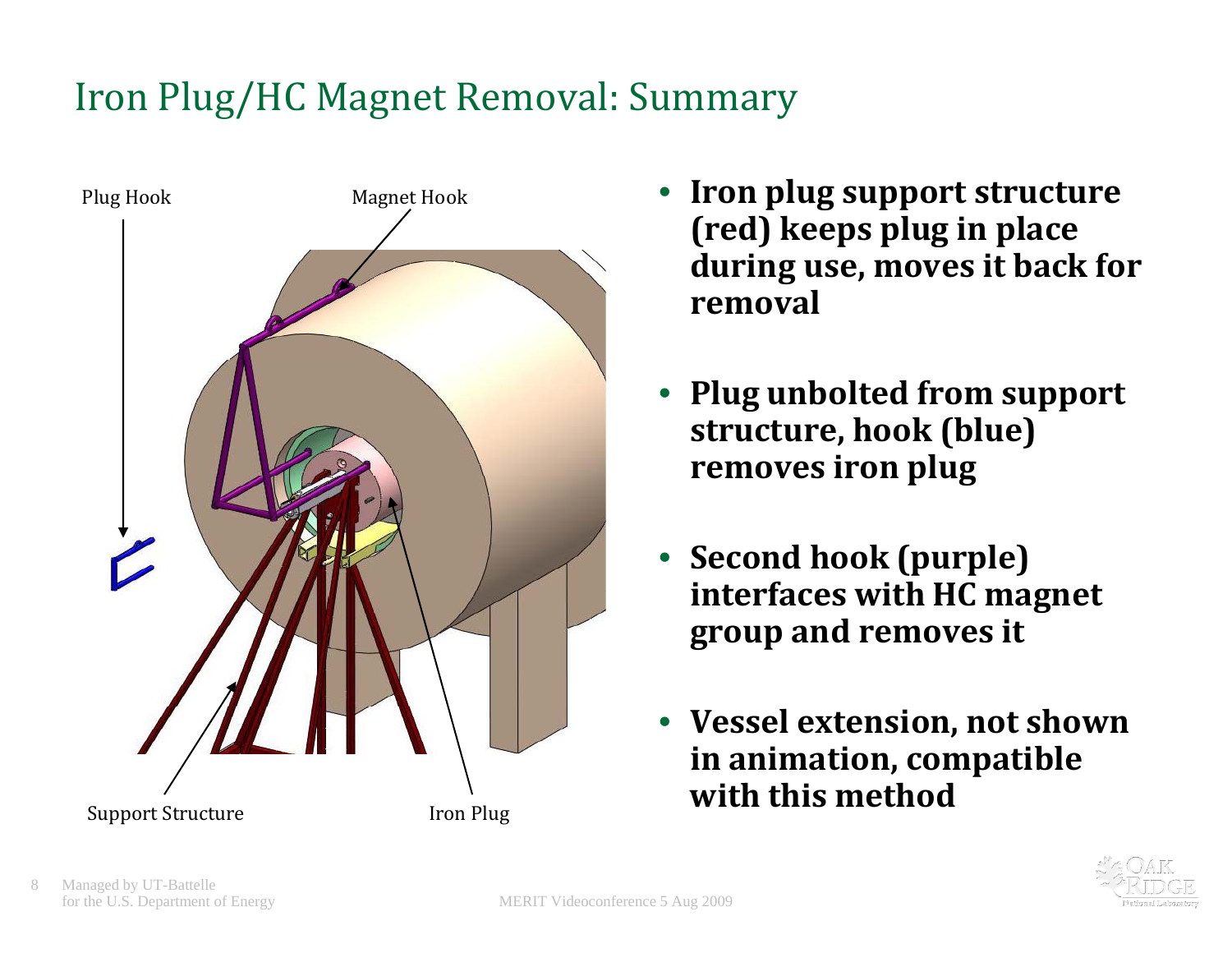# Iron Plug/HC Magnet Removal: Summary

Plug Hook

Magnet Hook

Support Structure

Iron Plug

- **Iron plug support structure (red) keeps plug in place during use, moves it back for removal**
- **Plug unbolted from support structure, hook (blue) removes iron plug**
- **Second hook (purple) interfaces with HC magnet group and removes it**
- **Vessel extension, not shown in animation, compatible with this method**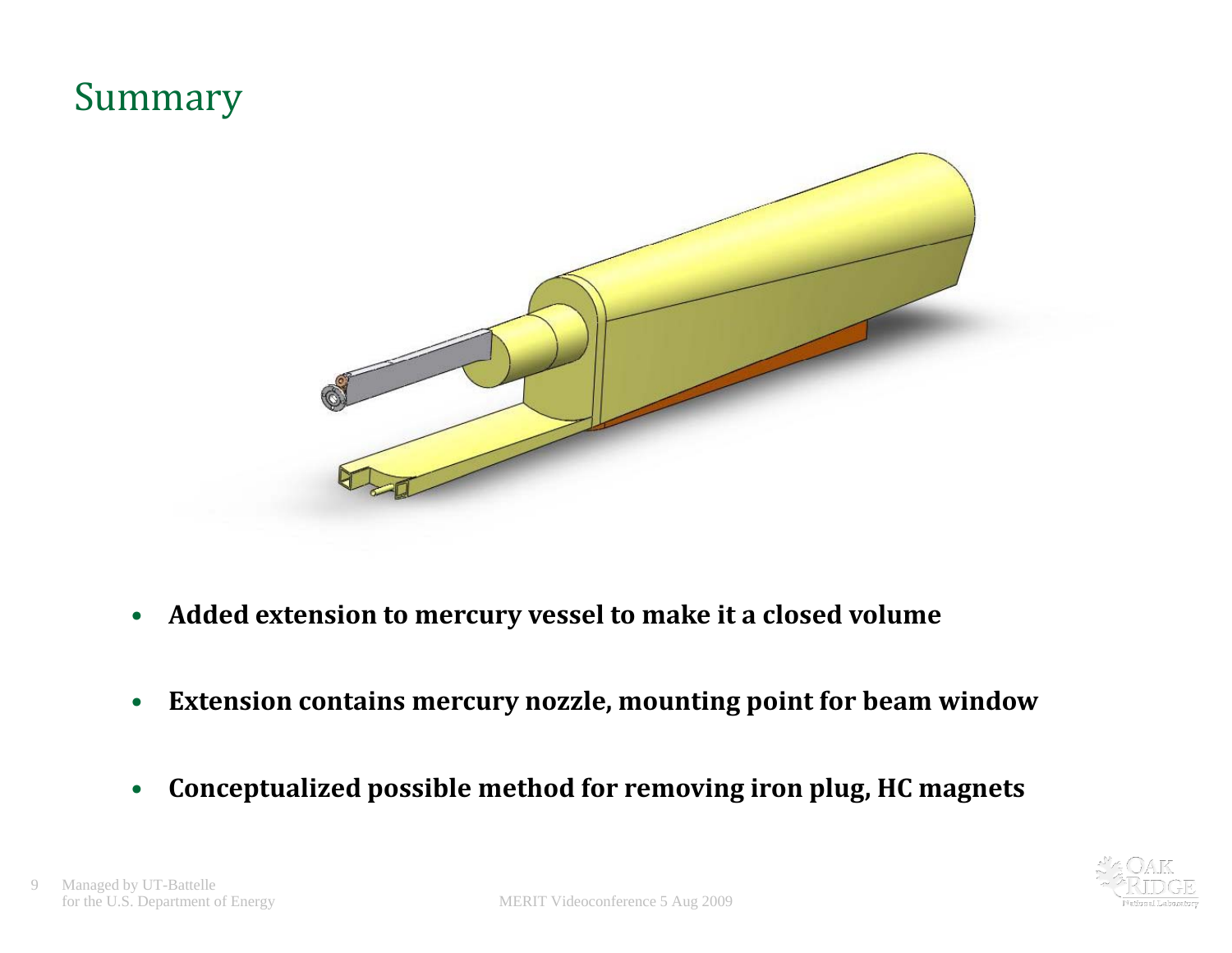# Summary

- **Added extension to mercury vessel to make it a closed volume**
- **Extension contains mercury nozzle, mounting point for beam window**
- **Conceptualized possible method for removing iron plug, HC magnets**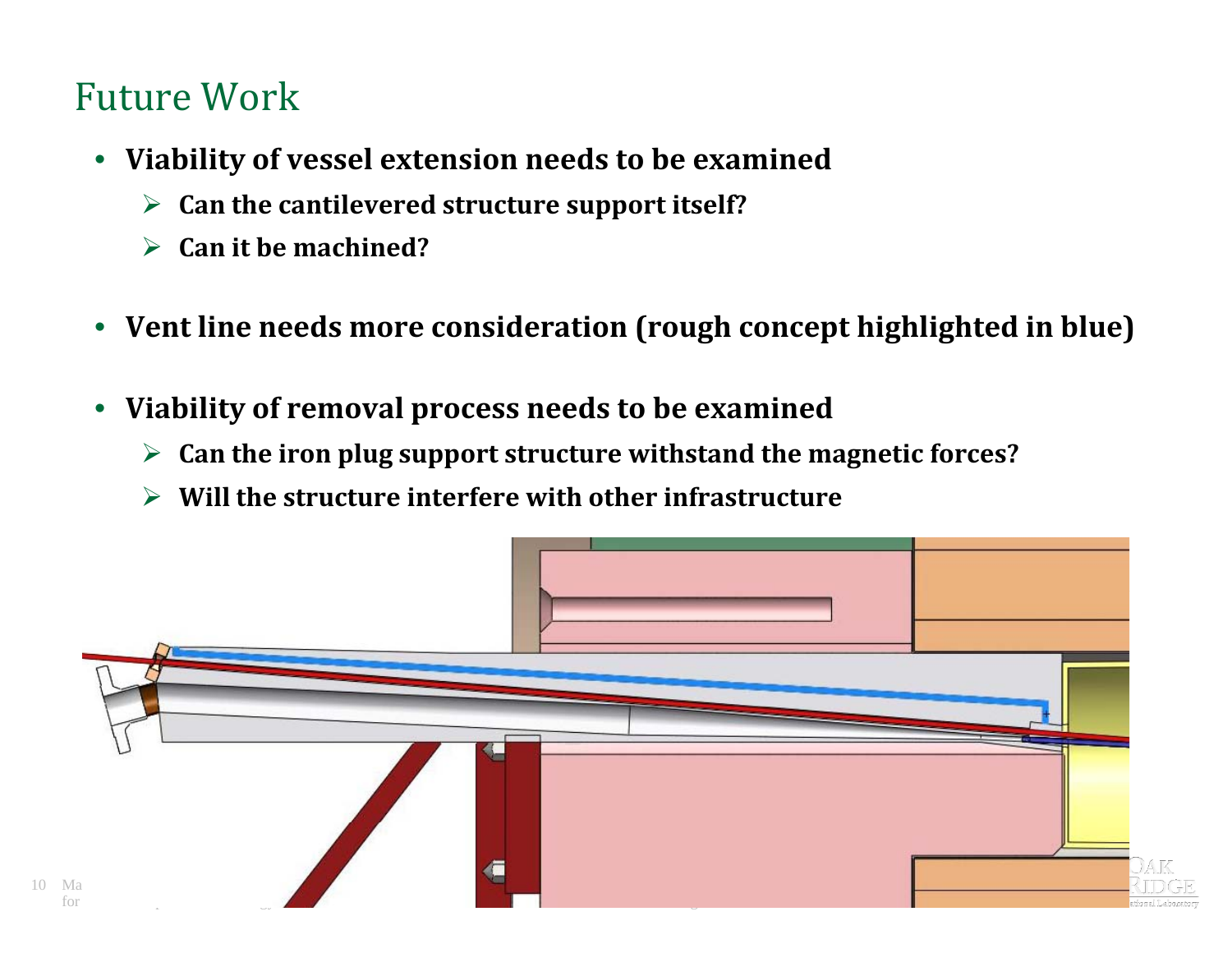# Future Work

- **Viability of vessel extension needs to be examined**
  - **Can the cantilevered structure support itself?**
  - **Can it be machined?**
- **Vent line needs more consideration (rough concept highlighted in blue)**
- **Viability of removal process needs to be examined**
  - **Can the iron plug support structure withstand the magnetic forces?**
  - **Will the structure interfere with other infrastructure**